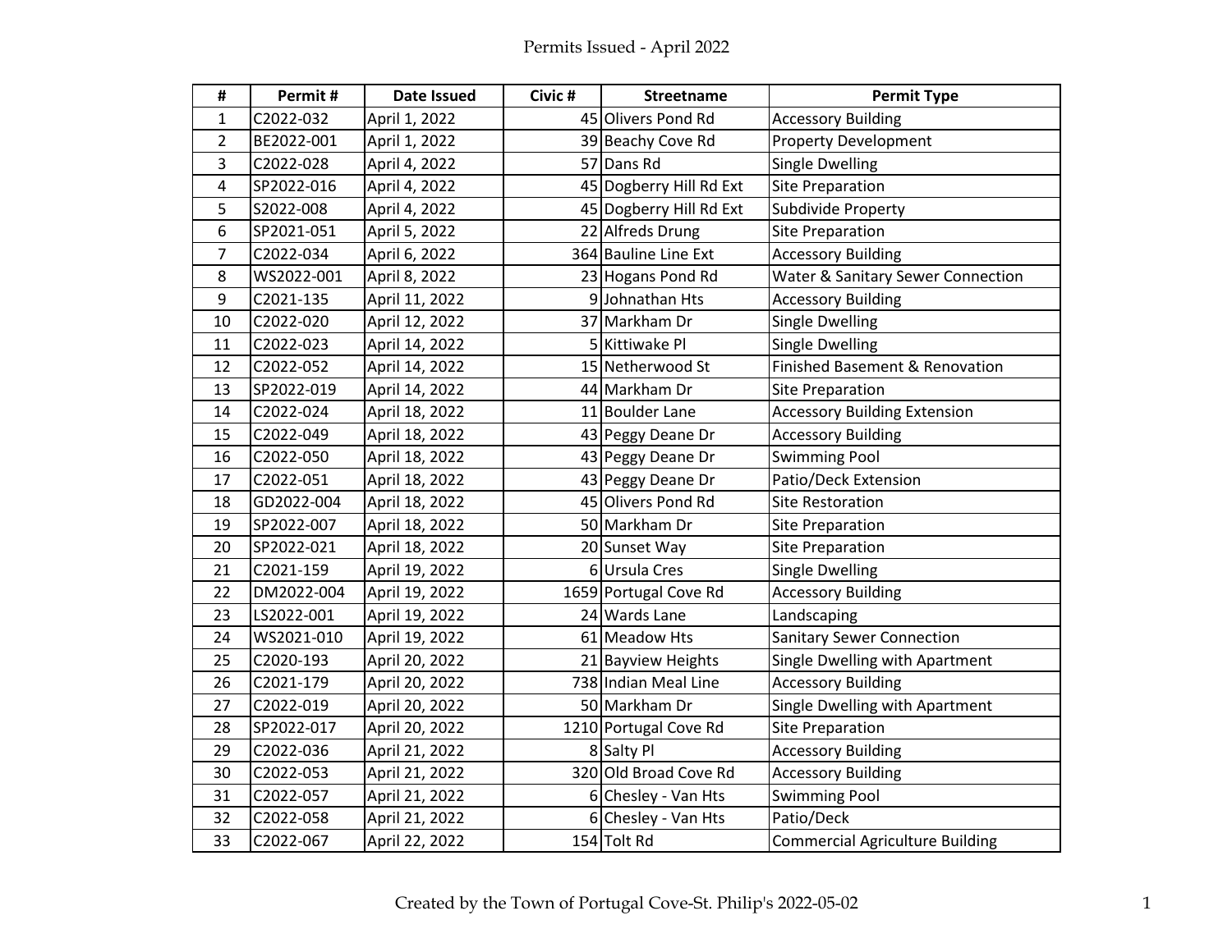# Permits Issued - April 2022

| # | Permit # | Date Issued | Civic # | Streetname | Permit Type |
|---|---|---|---|---|---|
| 1 | C2022-032 | April 1, 2022 | 45 | Olivers Pond Rd | Accessory Building |
| 2 | BE2022-001 | April 1, 2022 | 39 | Beachy Cove Rd | Property Development |
| 3 | C2022-028 | April 4, 2022 | 57 | Dans Rd | Single Dwelling |
| 4 | SP2022-016 | April 4, 2022 | 45 | Dogberry Hill Rd Ext | Site Preparation |
| 5 | S2022-008 | April 4, 2022 | 45 | Dogberry Hill Rd Ext | Subdivide Property |
| 6 | SP2021-051 | April 5, 2022 | 22 | Alfreds Drung | Site Preparation |
| 7 | C2022-034 | April 6, 2022 | 364 | Bauline Line Ext | Accessory Building |
| 8 | WS2022-001 | April 8, 2022 | 23 | Hogans Pond Rd | Water & Sanitary Sewer Connection |
| 9 | C2021-135 | April 11, 2022 | 9 | Johnathan Hts | Accessory Building |
| 10 | C2022-020 | April 12, 2022 | 37 | Markham Dr | Single Dwelling |
| 11 | C2022-023 | April 14, 2022 | 5 | Kittiwake Pl | Single Dwelling |
| 12 | C2022-052 | April 14, 2022 | 15 | Netherwood St | Finished Basement & Renovation |
| 13 | SP2022-019 | April 14, 2022 | 44 | Markham Dr | Site Preparation |
| 14 | C2022-024 | April 18, 2022 | 11 | Boulder Lane | Accessory Building Extension |
| 15 | C2022-049 | April 18, 2022 | 43 | Peggy Deane Dr | Accessory Building |
| 16 | C2022-050 | April 18, 2022 | 43 | Peggy Deane Dr | Swimming Pool |
| 17 | C2022-051 | April 18, 2022 | 43 | Peggy Deane Dr | Patio/Deck Extension |
| 18 | GD2022-004 | April 18, 2022 | 45 | Olivers Pond Rd | Site Restoration |
| 19 | SP2022-007 | April 18, 2022 | 50 | Markham Dr | Site Preparation |
| 20 | SP2022-021 | April 18, 2022 | 20 | Sunset Way | Site Preparation |
| 21 | C2021-159 | April 19, 2022 | 6 | Ursula Cres | Single Dwelling |
| 22 | DM2022-004 | April 19, 2022 | 1659 | Portugal Cove Rd | Accessory Building |
| 23 | LS2022-001 | April 19, 2022 | 24 | Wards Lane | Landscaping |
| 24 | WS2021-010 | April 19, 2022 | 61 | Meadow Hts | Sanitary Sewer Connection |
| 25 | C2020-193 | April 20, 2022 | 21 | Bayview Heights | Single Dwelling with Apartment |
| 26 | C2021-179 | April 20, 2022 | 738 | Indian Meal Line | Accessory Building |
| 27 | C2022-019 | April 20, 2022 | 50 | Markham Dr | Single Dwelling with Apartment |
| 28 | SP2022-017 | April 20, 2022 | 1210 | Portugal Cove Rd | Site Preparation |
| 29 | C2022-036 | April 21, 2022 | 8 | Salty Pl | Accessory Building |
| 30 | C2022-053 | April 21, 2022 | 320 | Old Broad Cove Rd | Accessory Building |
| 31 | C2022-057 | April 21, 2022 | 6 | Chesley - Van Hts | Swimming Pool |
| 32 | C2022-058 | April 21, 2022 | 6 | Chesley - Van Hts | Patio/Deck |
| 33 | C2022-067 | April 22, 2022 | 154 | Tolt Rd | Commercial Agriculture Building |

Created by the Town of Portugal Cove-St. Philip's 2022-05-02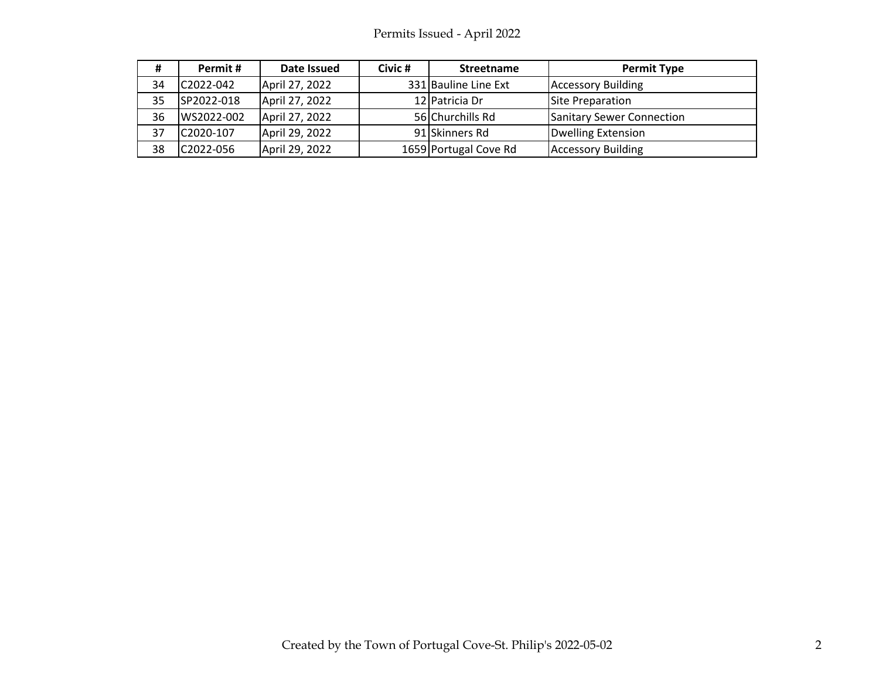Permits Issued - April 2022

| # | Permit # | Date Issued | Civic # | Streetname | Permit Type |
|---|---|---|---|---|---|
| 34 | C2022-042 | April 27, 2022 | 331 | Bauline Line Ext | Accessory Building |
| 35 | SP2022-018 | April 27, 2022 | 12 | Patricia Dr | Site Preparation |
| 36 | WS2022-002 | April 27, 2022 | 56 | Churchills Rd | Sanitary Sewer Connection |
| 37 | C2020-107 | April 29, 2022 | 91 | Skinners Rd | Dwelling Extension |
| 38 | C2022-056 | April 29, 2022 | 1659 | Portugal Cove Rd | Accessory Building |

Created by the Town of Portugal Cove-St. Philip's 2022-05-02